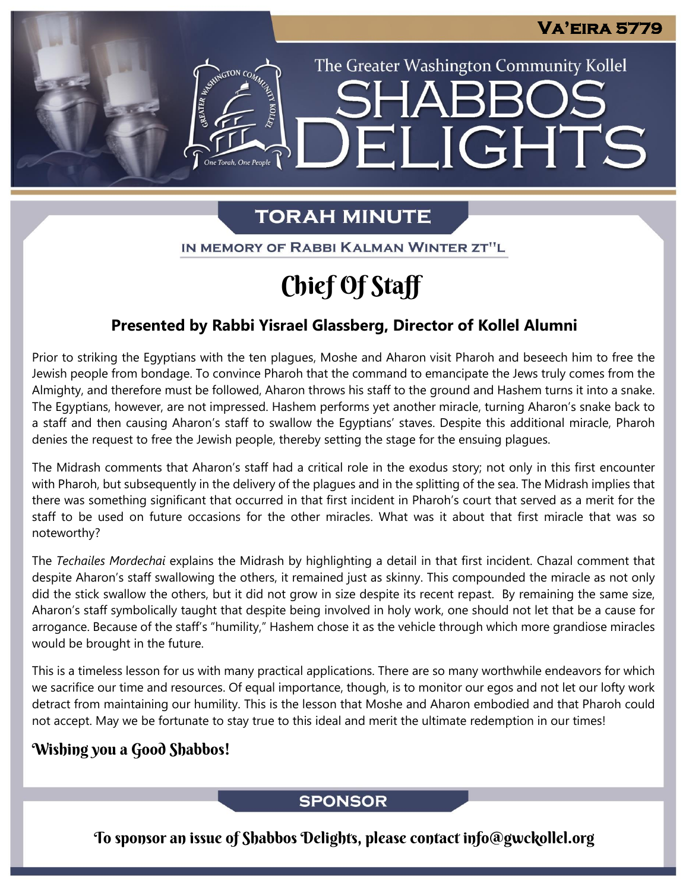Va'eira 5779

The Greater Washington Community Kollel

# SHABBOS DELIGHTS

## TORAH MINUTE

IN MEMORY OF RABBI KALMAN WINTER ZT"L

# Chief Of Staff

### Presented by Rabbi Yisrael Glassberg, Director of Kollel Alumni

Prior to striking the Egyptians with the ten plagues, Moshe and Aharon visit Pharoh and beseech him to free the Jewish people from bondage. To convince Pharoh that the command to emancipate the Jews truly comes from the Almighty, and therefore must be followed, Aharon throws his staff to the ground and Hashem turns it into a snake. The Egyptians, however, are not impressed. Hashem performs yet another miracle, turning Aharon's snake back to a staff and then causing Aharon's staff to swallow the Egyptians' staves. Despite this additional miracle, Pharoh denies the request to free the Jewish people, thereby setting the stage for the ensuing plagues.

The Midrash comments that Aharon's staff had a critical role in the exodus story; not only in this first encounter with Pharoh, but subsequently in the delivery of the plagues and in the splitting of the sea. The Midrash implies that there was something significant that occurred in that first incident in Pharoh's court that served as a merit for the staff to be used on future occasions for the other miracles. What was it about that first miracle that was so noteworthy?

The *Techailes Mordechai* explains the Midrash by highlighting a detail in that first incident. Chazal comment that despite Aharon's staff swallowing the others, it remained just as skinny. This compounded the miracle as not only did the stick swallow the others, but it did not grow in size despite its recent repast. By remaining the same size, Aharon's staff symbolically taught that despite being involved in holy work, one should not let that be a cause for arrogance. Because of the staff's "humility," Hashem chose it as the vehicle through which more grandiose miracles would be brought in the future.

This is a timeless lesson for us with many practical applications. There are so many worthwhile endeavors for which we sacrifice our time and resources. Of equal importance, though, is to monitor our egos and not let our lofty work detract from maintaining our humility. This is the lesson that Moshe and Aharon embodied and that Pharoh could not accept. May we be fortunate to stay true to this ideal and merit the ultimate redemption in our times!

**Wishing you a Good Shabbos!**

## SPONSOR

To sponsor an issue of Shabbos Delights, please contact info@gwckollel.org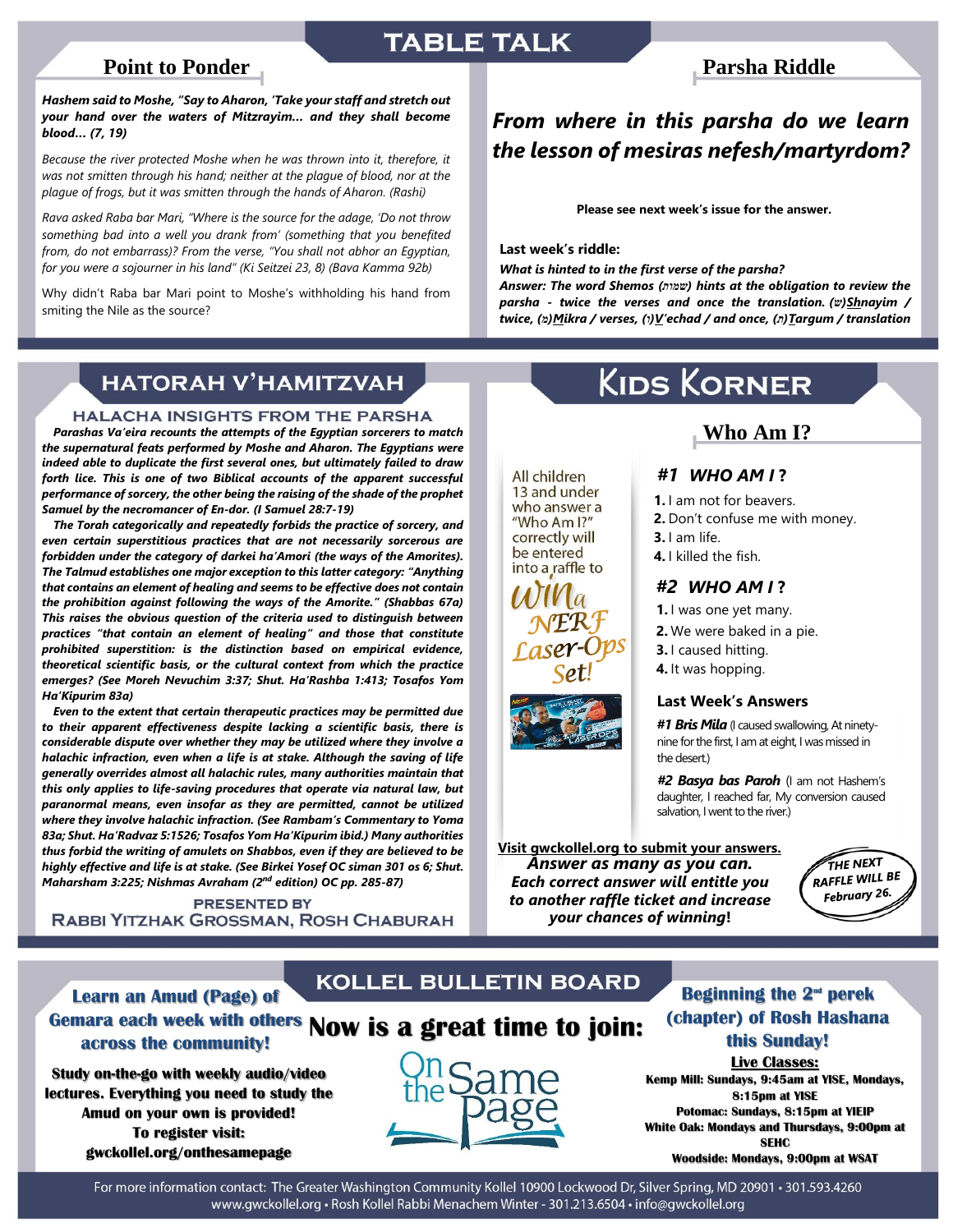# TABLE TALK

## Point to Ponder

***Hashem said to Moshe, "Say to Aharon, 'Take your staff and stretch out your hand over the waters of Mitzrayim... and they shall become blood... (7, 19)***

*Because the river protected Moshe when he was thrown into it, therefore, it was not smitten through his hand; neither at the plague of blood, nor at the plague of frogs, but it was smitten through the hands of Aharon. (Rashi)*

*Rava asked Raba bar Mari, "Where is the source for the adage, 'Do not throw something bad into a well you drank from' (something that you benefited from, do not embarrass)? From the verse, "You shall not abhor an Egyptian, for you were a sojourner in his land" (Ki Seitzei 23, 8) (Bava Kamma 92b)*

Why didn't Raba bar Mari point to Moshe's withholding his hand from smiting the Nile as the source?

## Parsha Riddle

***From where in this parsha do we learn the lesson of mesiras nefesh/martyrdom?***

**Please see next week's issue for the answer.**

**Last week's riddle:**

***What is hinted to in the first verse of the parsha?***

***Answer: The word Shemos (שמות) hints at the obligation to review the parsha - twice the verses and once the translation. (ש)Shnayim / twice, (מ)Mikra / verses, (ו)V'echad / and once, (ת)Targum / translation***

# HATORAH V'HAMITZVAH

## HALACHA INSIGHTS FROM THE PARSHA

***Parashas Va'eira recounts the attempts of the Egyptian sorcerers to match the supernatural feats performed by Moshe and Aharon. The Egyptians were indeed able to duplicate the first several ones, but ultimately failed to draw forth lice. This is one of two Biblical accounts of the apparent successful performance of sorcery, the other being the raising of the shade of the prophet Samuel by the necromancer of En-dor. (I Samuel 28:7-19)***

***The Torah categorically and repeatedly forbids the practice of sorcery, and even certain superstitious practices that are not necessarily sorcerous are forbidden under the category of darkei ha'Amori (the ways of the Amorites). The Talmud establishes one major exception to this latter category: "Anything that contains an element of healing and seems to be effective does not contain the prohibition against following the ways of the Amorite." (Shabbos 67a) This raises the obvious question of the criteria used to distinguish between practices "that contain an element of healing" and those that constitute prohibited superstition: is the distinction based on empirical evidence, theoretical scientific basis, or the cultural context from which the practice emerges? (See Moreh Nevuchim 3:37; Shut. Ha'Rashba 1:413; Tosafos Yom Ha'Kipurim 83a)***

***Even to the extent that certain therapeutic practices may be permitted due to their apparent effectiveness despite lacking a scientific basis, there is considerable dispute over whether they may be utilized where they involve a halachic infraction, even when a life is at stake. Although the saving of life generally overrides almost all halachic rules, many authorities maintain that this only applies to life-saving procedures that operate via natural law, but paranormal means, even insofar as they are permitted, cannot be utilized where they involve halachic infraction. (See Rambam's Commentary to Yoma 83a; Shut. Ha'Radvaz 5:1526; Tosafos Yom Ha'Kipurim ibid.) Many authorities thus forbid the writing of amulets on Shabbos, even if they are believed to be highly effective and life is at stake. (See Birkei Yosef OC siman 301 os 6; Shut. Maharsham 3:225; Nishmas Avraham (2nd edition) OC pp. 285-87)***

PRESENTED BY
RABBI YITZHAK GROSSMAN, ROSH CHABURAH

# KIDS KORNER

All children 13 and under who answer a "Who Am I?" correctly will be entered into a raffle to Win a NERF Laser-Ops Set!

## Who Am I?

### #1 WHO AM I?

1. I am not for beavers.
2. Don't confuse me with money.
3. I am life.
4. I killed the fish.

### #2 WHO AM I?

1. I was one yet many.
2. We were baked in a pie.
3. I caused hitting.
4. It was hopping.

### Last Week's Answers

***#1 Bris Mila*** (I caused swallowing, At ninety-nine for the first, I am at eight, I was missed in the desert.)

***#2 Basya bas Paroh*** (I am not Hashem's daughter, I reached far, My conversion caused salvation, I went to the river.)

**Visit gwckollel.org to submit your answers.**
***Answer as many as you can. Each correct answer will entitle you to another raffle ticket and increase your chances of winning!***

***THE NEXT RAFFLE WILL BE February 26.***

# KOLLEL BULLETIN BOARD

**Learn an Amud (Page) of Gemara each week with others across the community!**

**Now is a great time to join:**

On the Same Page

**Study on-the-go with weekly audio/video lectures. Everything you need to study the Amud on your own is provided!**
**To register visit: gwckollel.org/onthesamepage**

**Beginning the 2nd perek (chapter) of Rosh Hashana this Sunday!**

**Live Classes:**

**Kemp Mill: Sundays, 9:45am at YISE, Mondays, 8:15pm at YISE**
**Potomac: Sundays, 8:15pm at YIEIP**
**White Oak: Mondays and Thursdays, 9:00pm at SEHC**
**Woodside: Mondays, 9:00pm at WSAT**

For more information contact: The Greater Washington Community Kollel 10900 Lockwood Dr, Silver Spring, MD 20901 • 301.593.4260
www.gwckollel.org • Rosh Kollel Rabbi Menachem Winter - 301.213.6504 • info@gwckollel.org